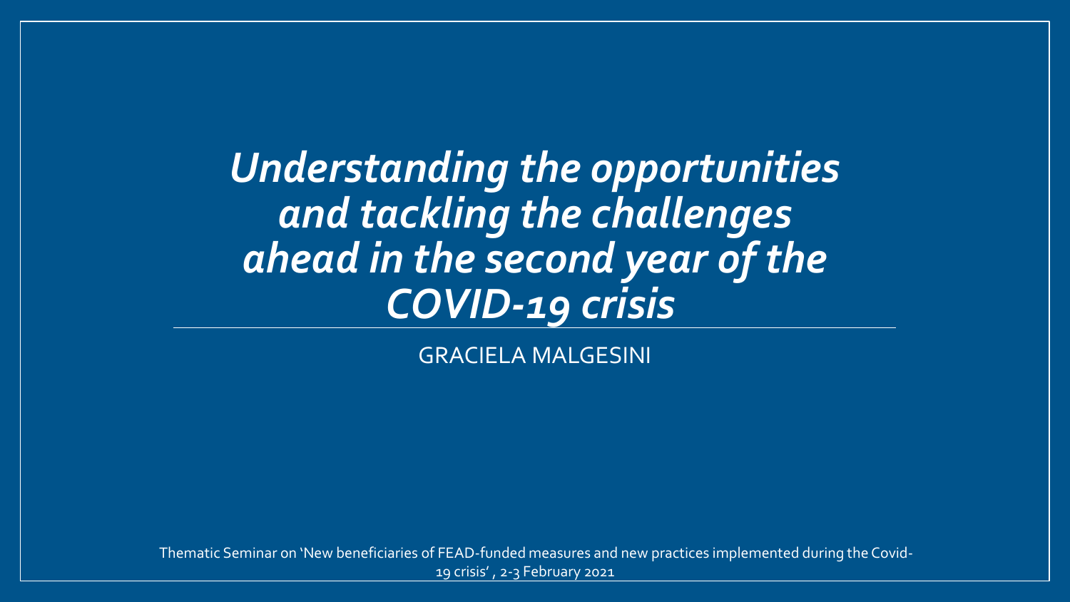# *Understanding the opportunities and tackling the challenges ahead in the second year of the COVID-19 crisis*

GRACIELA MALGESINI

Thematic Seminar on 'New beneficiaries of FEAD-funded measures and new practices implemented during the Covid-19 crisis', 2-3 February 2021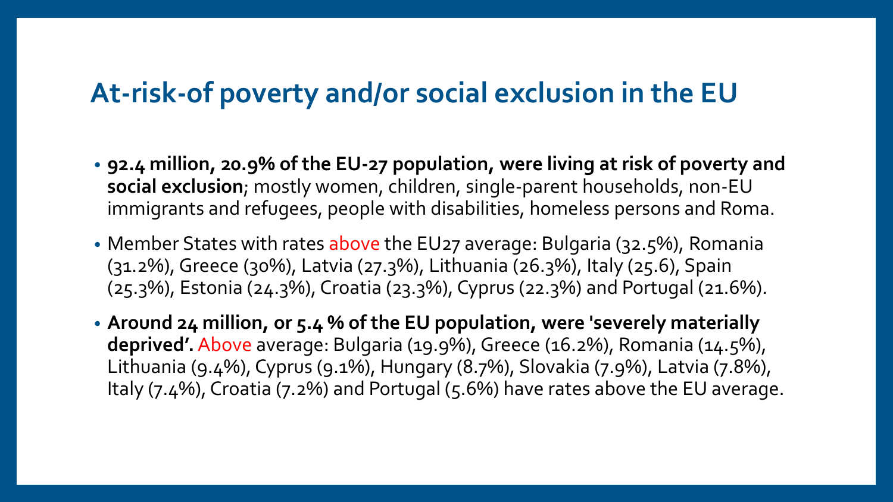# At-risk-of poverty and/or social exclusion in the EU

- **92.4 million, 20.9% of the EU-27 population, were living at risk of poverty and social exclusion**; mostly women, children, single-parent households, non-EU immigrants and refugees, people with disabilities, homeless persons and Roma.
- Member States with rates above the EU27 average: Bulgaria (32.5%), Romania (31.2%), Greece (30%), Latvia (27.3%), Lithuania (26.3%), Italy (25.6), Spain (25.3%), Estonia (24.3%), Croatia (23.3%), Cyprus (22.3%) and Portugal (21.6%).
- **Around 24 million, or 5.4 % of the EU population, were 'severely materially deprived'.** Above average: Bulgaria (19.9%), Greece (16.2%), Romania (14.5%), Lithuania (9.4%), Cyprus (9.1%), Hungary (8.7%), Slovakia (7.9%), Latvia (7.8%), Italy (7.4%), Croatia (7.2%) and Portugal (5.6%) have rates above the EU average.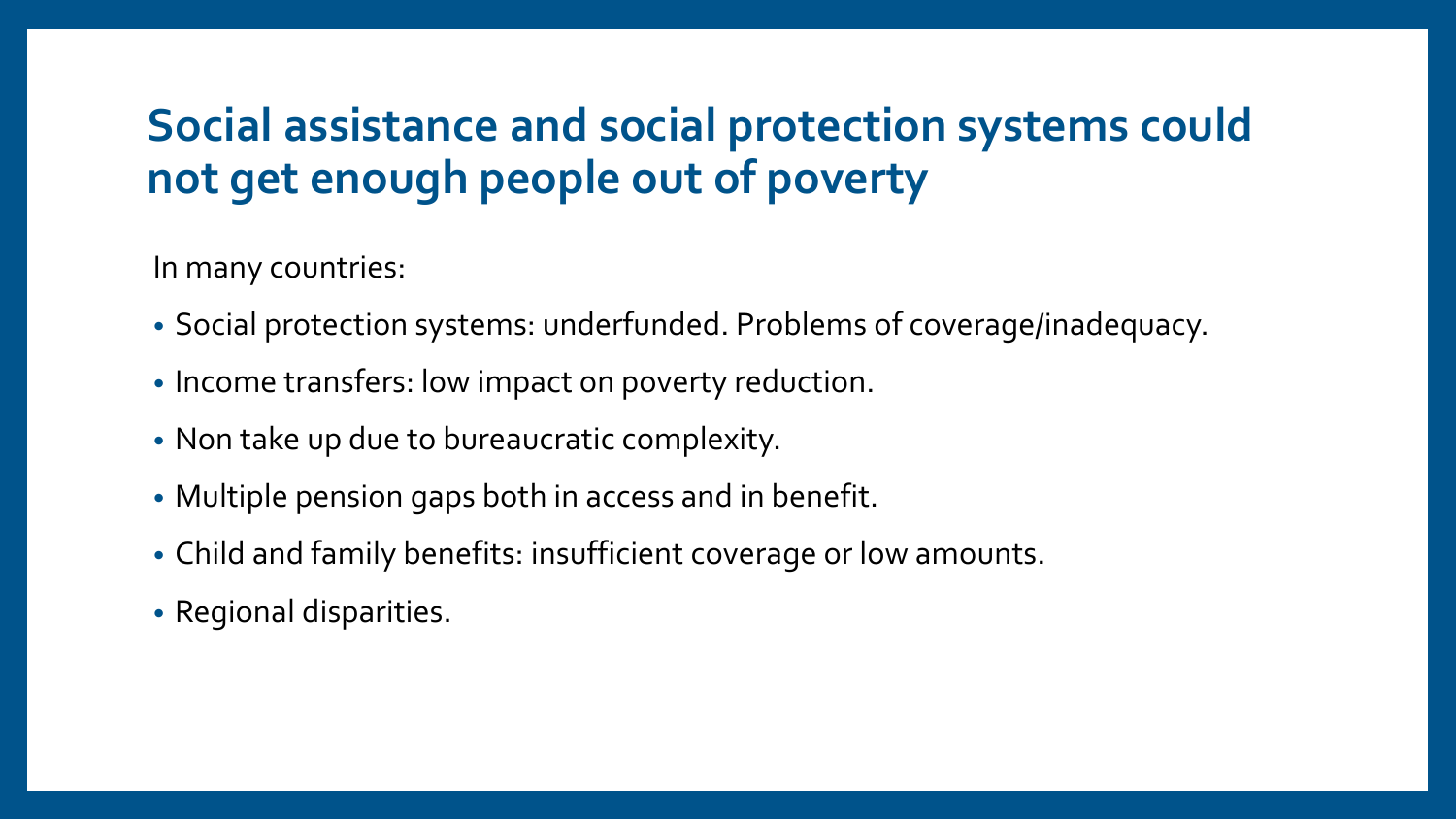# Social assistance and social protection systems could not get enough people out of poverty

In many countries:

- Social protection systems: underfunded. Problems of coverage/inadequacy.
- Income transfers: low impact on poverty reduction.
- Non take up due to bureaucratic complexity.
- Multiple pension gaps both in access and in benefit.
- Child and family benefits: insufficient coverage or low amounts.
- Regional disparities.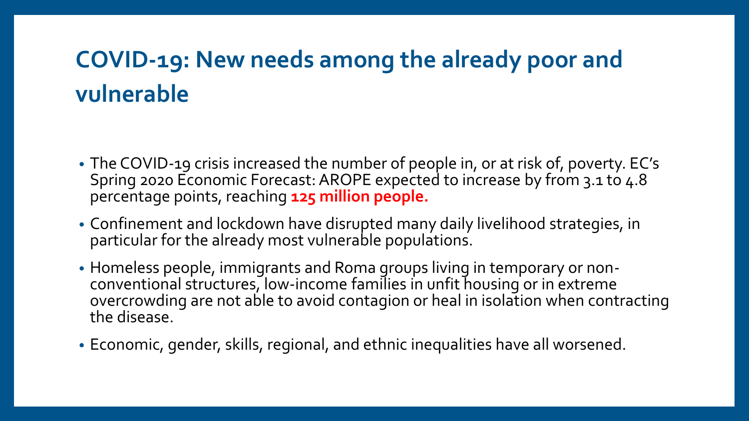# COVID-19: New needs among the already poor and vulnerable

- The COVID-19 crisis increased the number of people in, or at risk of, poverty. EC's Spring 2020 Economic Forecast: AROPE expected to increase by from 3.1 to 4.8 percentage points, reaching **125 million people.**
- Confinement and lockdown have disrupted many daily livelihood strategies, in particular for the already most vulnerable populations.
- Homeless people, immigrants and Roma groups living in temporary or non-conventional structures, low-income families in unfit housing or in extreme overcrowding are not able to avoid contagion or heal in isolation when contracting the disease.
- Economic, gender, skills, regional, and ethnic inequalities have all worsened.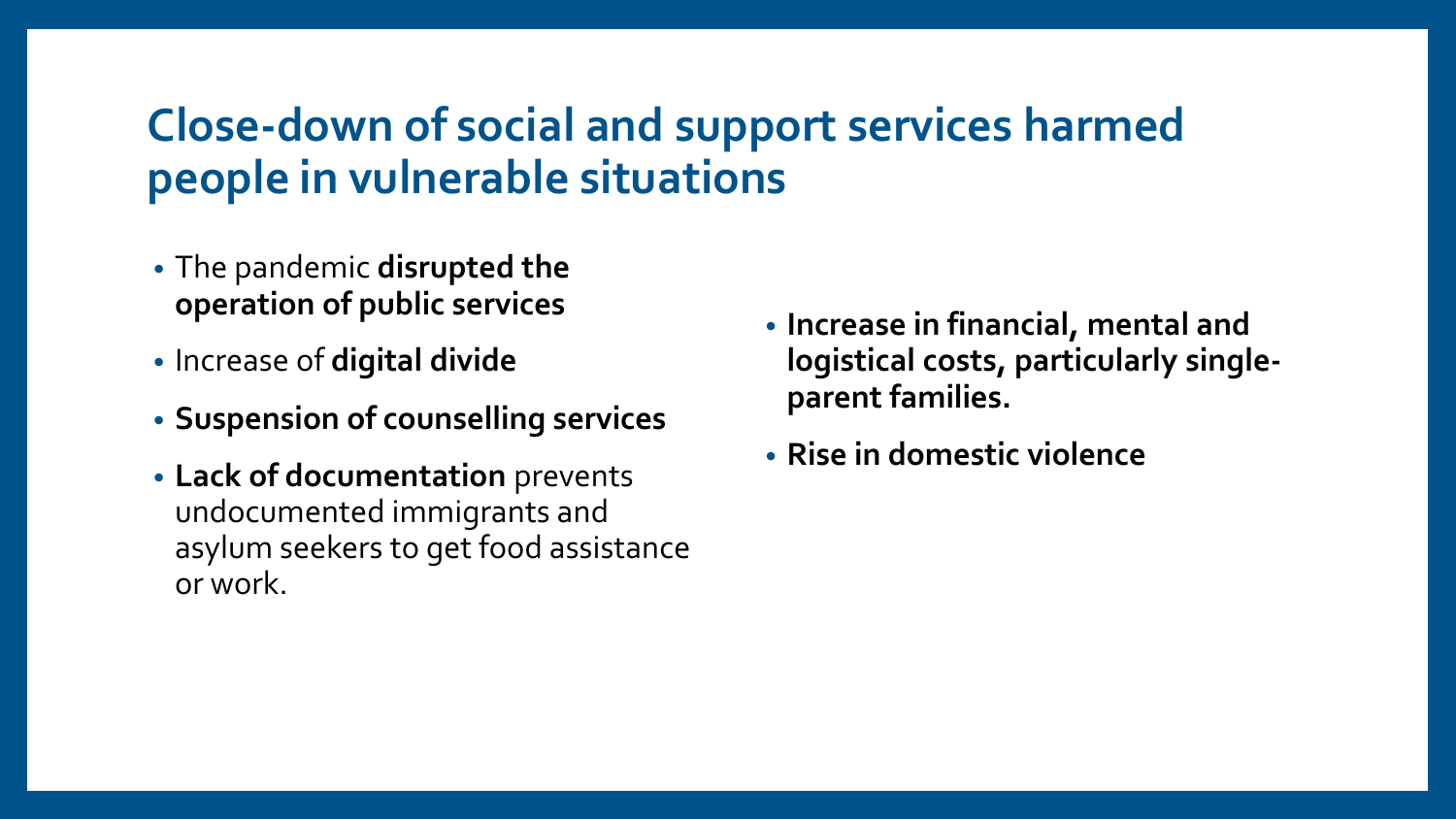# Close-down of social and support services harmed people in vulnerable situations

- The pandemic **disrupted the operation of public services**
- Increase of **digital divide**
- **Suspension of counselling services**
- **Lack of documentation** prevents undocumented immigrants and asylum seekers to get food assistance or work.
- **Increase in financial, mental and logistical costs, particularly single-parent families.**
- **Rise in domestic violence**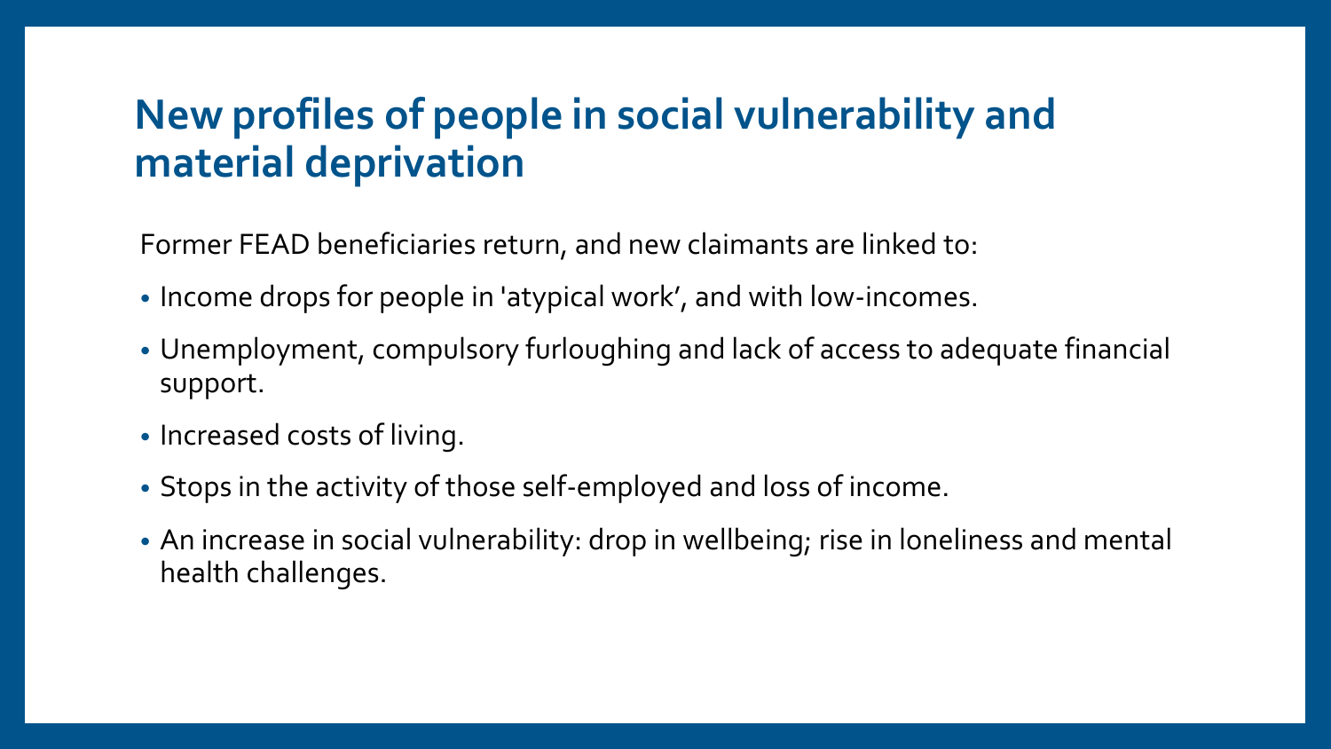# New profiles of people in social vulnerability and material deprivation

Former FEAD beneficiaries return, and new claimants are linked to:

- Income drops for people in 'atypical work', and with low-incomes.
- Unemployment, compulsory furloughing and lack of access to adequate financial support.
- Increased costs of living.
- Stops in the activity of those self-employed and loss of income.
- An increase in social vulnerability: drop in wellbeing; rise in loneliness and mental health challenges.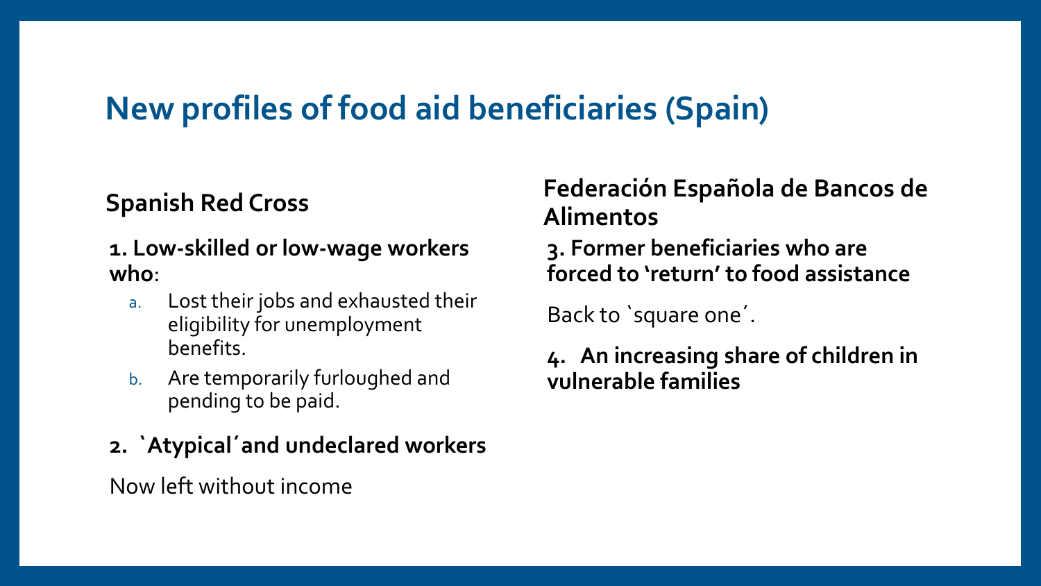# New profiles of food aid beneficiaries (Spain)

## Spanish Red Cross

**1. Low-skilled or low-wage workers who**:

a. Lost their jobs and exhausted their eligibility for unemployment benefits.
b. Are temporarily furloughed and pending to be paid.

**2. `Atypical´ and undeclared workers**

Now left without income

## Federación Española de Bancos de Alimentos

**3. Former beneficiaries who are forced to 'return' to food assistance**

Back to `square one´.

**4. An increasing share of children in vulnerable families**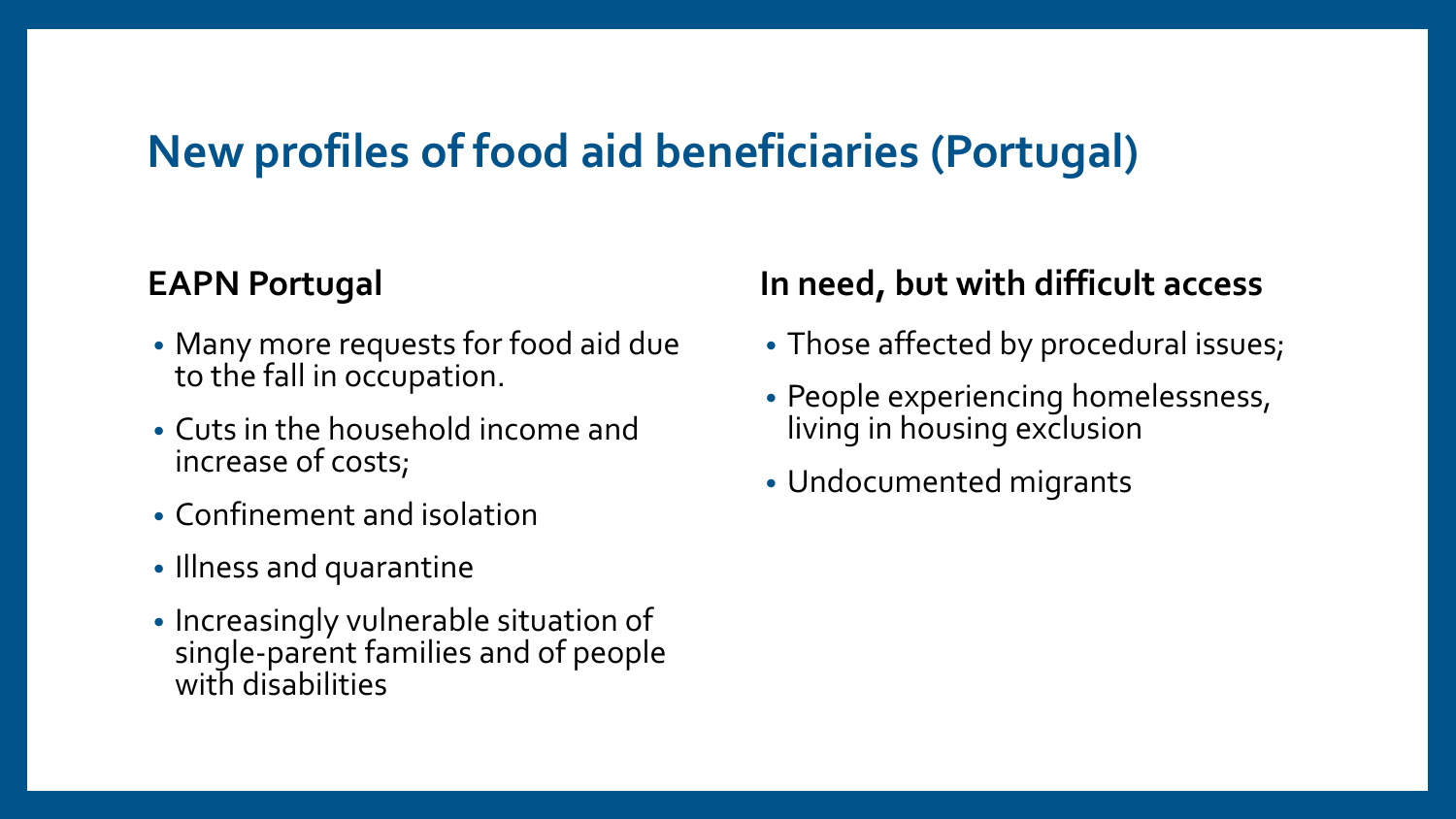# New profiles of food aid beneficiaries (Portugal)

## EAPN Portugal

- Many more requests for food aid due to the fall in occupation.
- Cuts in the household income and increase of costs;
- Confinement and isolation
- Illness and quarantine
- Increasingly vulnerable situation of single-parent families and of people with disabilities

## In need, but with difficult access

- Those affected by procedural issues;
- People experiencing homelessness, living in housing exclusion
- Undocumented migrants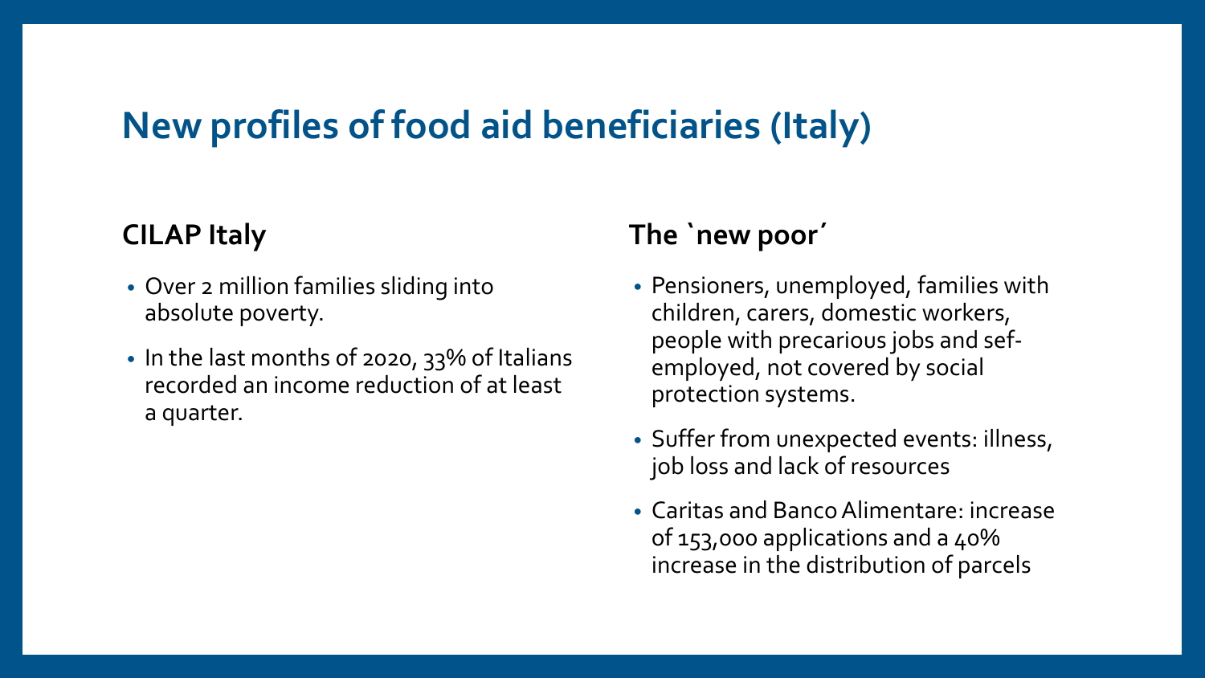# New profiles of food aid beneficiaries (Italy)

## CILAP Italy

- Over 2 million families sliding into absolute poverty.
- In the last months of 2020, 33% of Italians recorded an income reduction of at least a quarter.

## The `new poor´

- Pensioners, unemployed, families with children, carers, domestic workers, people with precarious jobs and sef-employed, not covered by social protection systems.
- Suffer from unexpected events: illness, job loss and lack of resources
- Caritas and Banco Alimentare: increase of 153,000 applications and a 40% increase in the distribution of parcels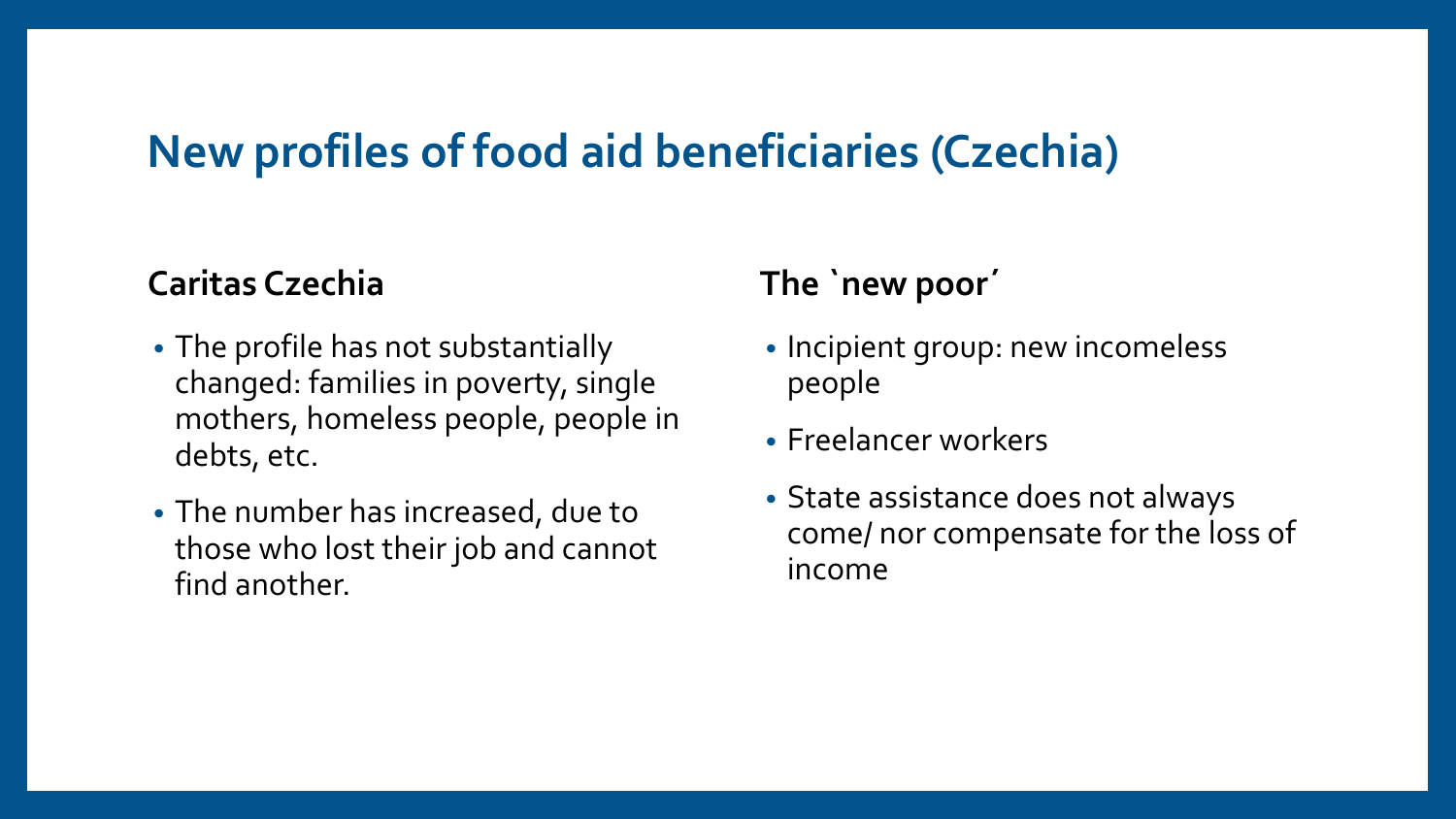# New profiles of food aid beneficiaries (Czechia)

## Caritas Czechia

- The profile has not substantially changed: families in poverty, single mothers, homeless people, people in debts, etc.
- The number has increased, due to those who lost their job and cannot find another.

## The `new poor´

- Incipient group: new incomeless people
- Freelancer workers
- State assistance does not always come/ nor compensate for the loss of income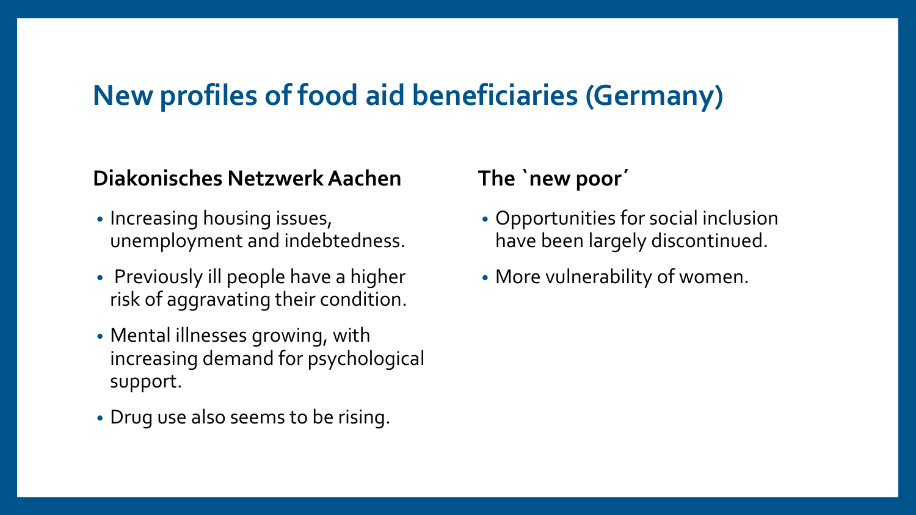# New profiles of food aid beneficiaries (Germany)

### Diakonisches Netzwerk Aachen

- Increasing housing issues, unemployment and indebtedness.
- Previously ill people have a higher risk of aggravating their condition.
- Mental illnesses growing, with increasing demand for psychological support.
- Drug use also seems to be rising.

### The `new poor´

- Opportunities for social inclusion have been largely discontinued.
- More vulnerability of women.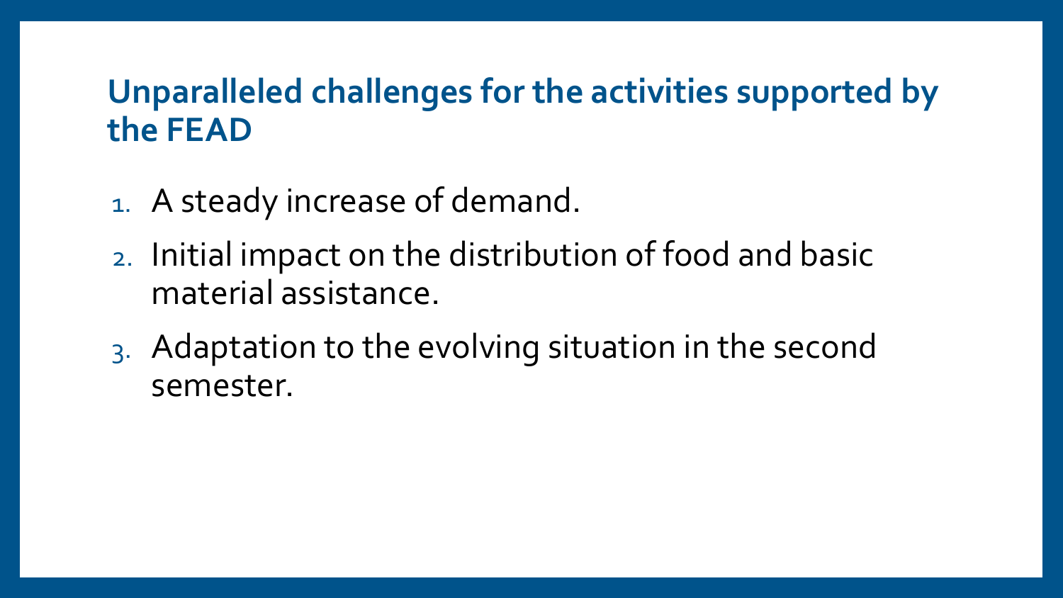## Unparalleled challenges for the activities supported by the FEAD

1. A steady increase of demand.
2. Initial impact on the distribution of food and basic material assistance.
3. Adaptation to the evolving situation in the second semester.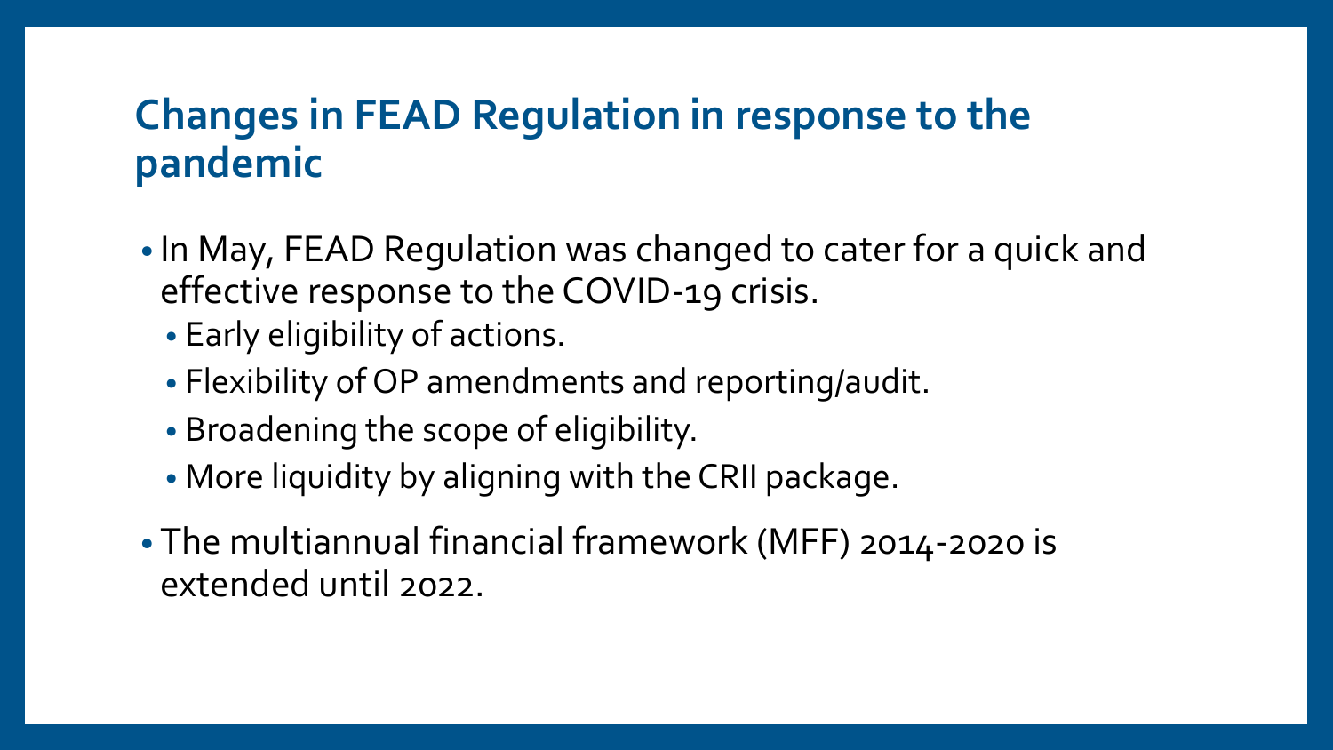## Changes in FEAD Regulation in response to the pandemic

- In May, FEAD Regulation was changed to cater for a quick and effective response to the COVID-19 crisis.
  - Early eligibility of actions.
  - Flexibility of OP amendments and reporting/audit.
  - Broadening the scope of eligibility.
  - More liquidity by aligning with the CRII package.
- The multiannual financial framework (MFF) 2014-2020 is extended until 2022.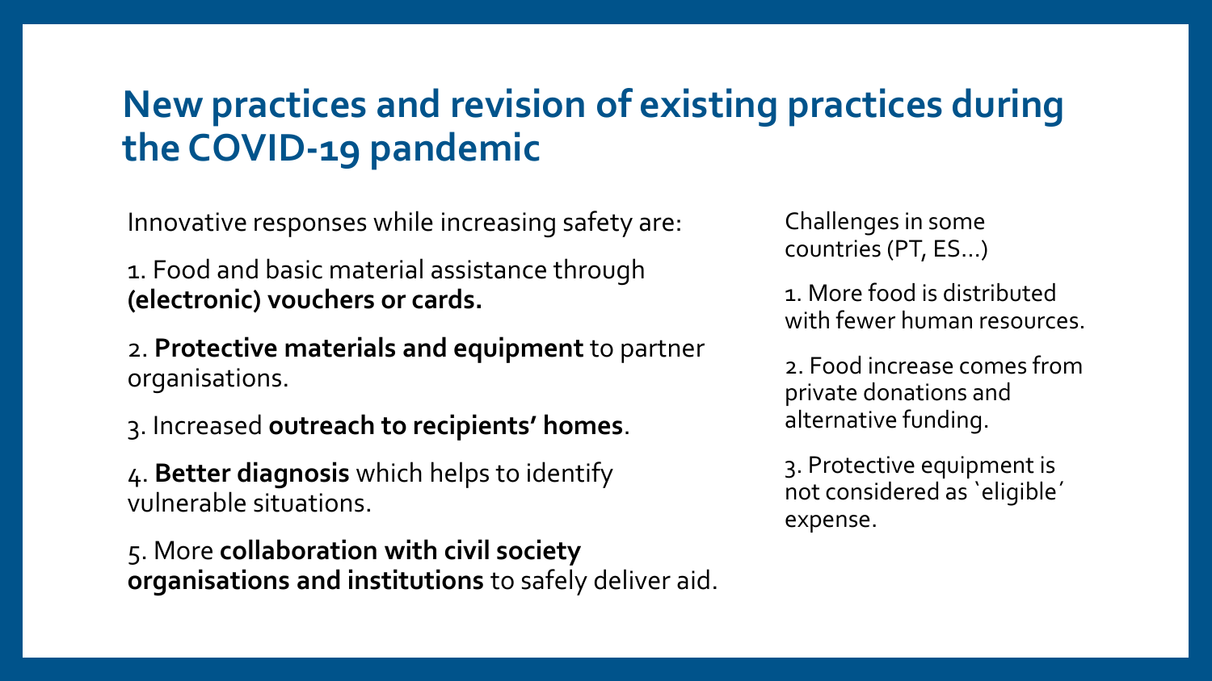# New practices and revision of existing practices during the COVID-19 pandemic

Innovative responses while increasing safety are:

1. Food and basic material assistance through **(electronic) vouchers or cards.**

2. **Protective materials and equipment** to partner organisations.

3. Increased **outreach to recipients' homes**.

4. **Better diagnosis** which helps to identify vulnerable situations.

5. More **collaboration with civil society organisations and institutions** to safely deliver aid.

Challenges in some countries (PT, ES…)

1. More food is distributed with fewer human resources.

2. Food increase comes from private donations and alternative funding.

3. Protective equipment is not considered as `eligible´ expense.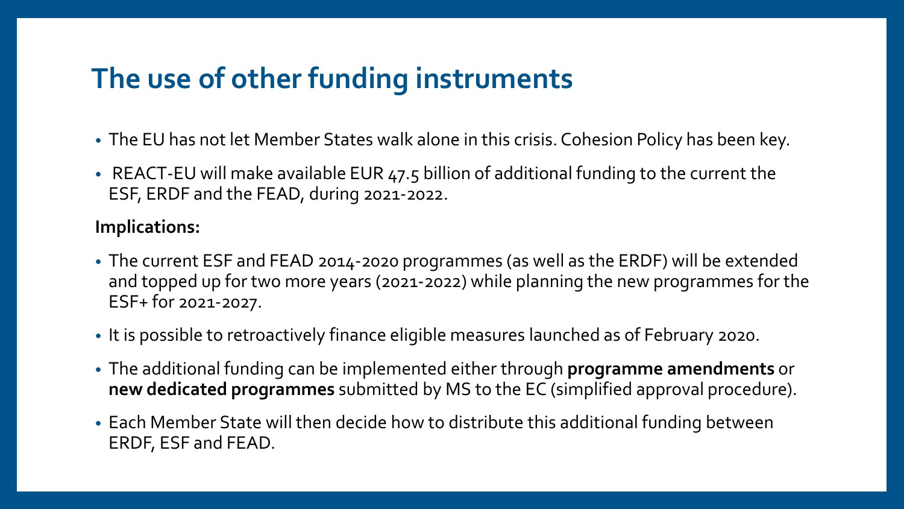# The use of other funding instruments

- The EU has not let Member States walk alone in this crisis. Cohesion Policy has been key.
- REACT-EU will make available EUR 47.5 billion of additional funding to the current the ESF, ERDF and the FEAD, during 2021-2022.

**Implications:**

- The current ESF and FEAD 2014-2020 programmes (as well as the ERDF) will be extended and topped up for two more years (2021-2022) while planning the new programmes for the ESF+ for 2021-2027.
- It is possible to retroactively finance eligible measures launched as of February 2020.
- The additional funding can be implemented either through **programme amendments** or **new dedicated programmes** submitted by MS to the EC (simplified approval procedure).
- Each Member State will then decide how to distribute this additional funding between ERDF, ESF and FEAD.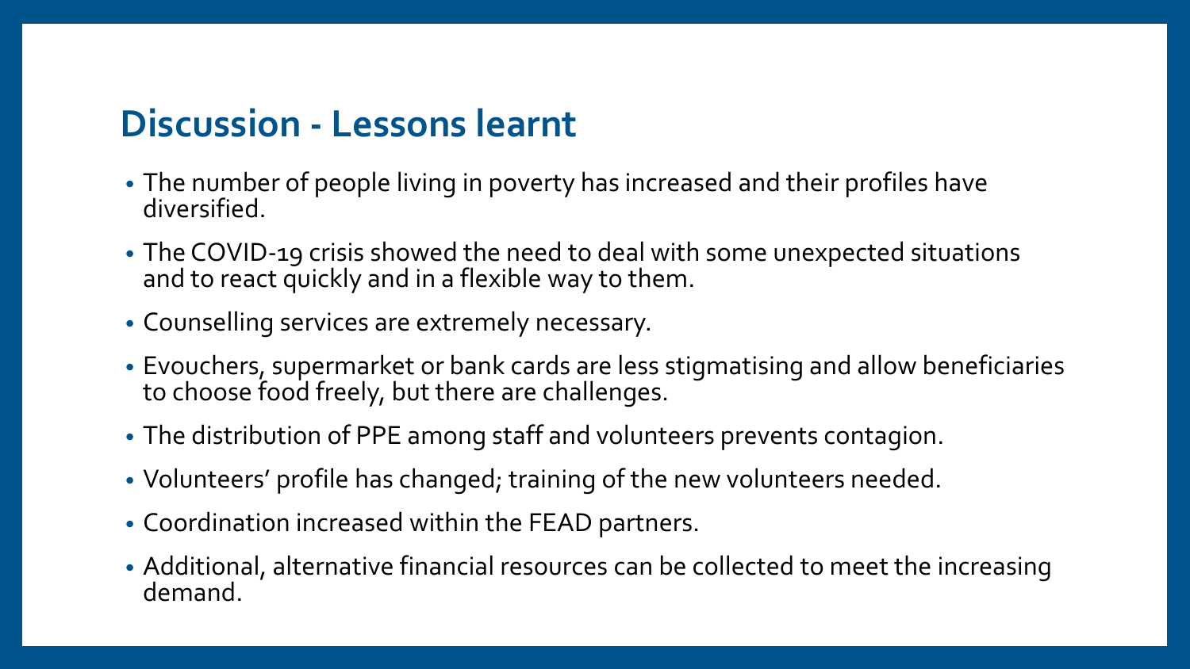## Discussion - Lessons learnt

- The number of people living in poverty has increased and their profiles have diversified.
- The COVID-19 crisis showed the need to deal with some unexpected situations and to react quickly and in a flexible way to them.
- Counselling services are extremely necessary.
- Evouchers, supermarket or bank cards are less stigmatising and allow beneficiaries to choose food freely, but there are challenges.
- The distribution of PPE among staff and volunteers prevents contagion.
- Volunteers' profile has changed; training of the new volunteers needed.
- Coordination increased within the FEAD partners.
- Additional, alternative financial resources can be collected to meet the increasing demand.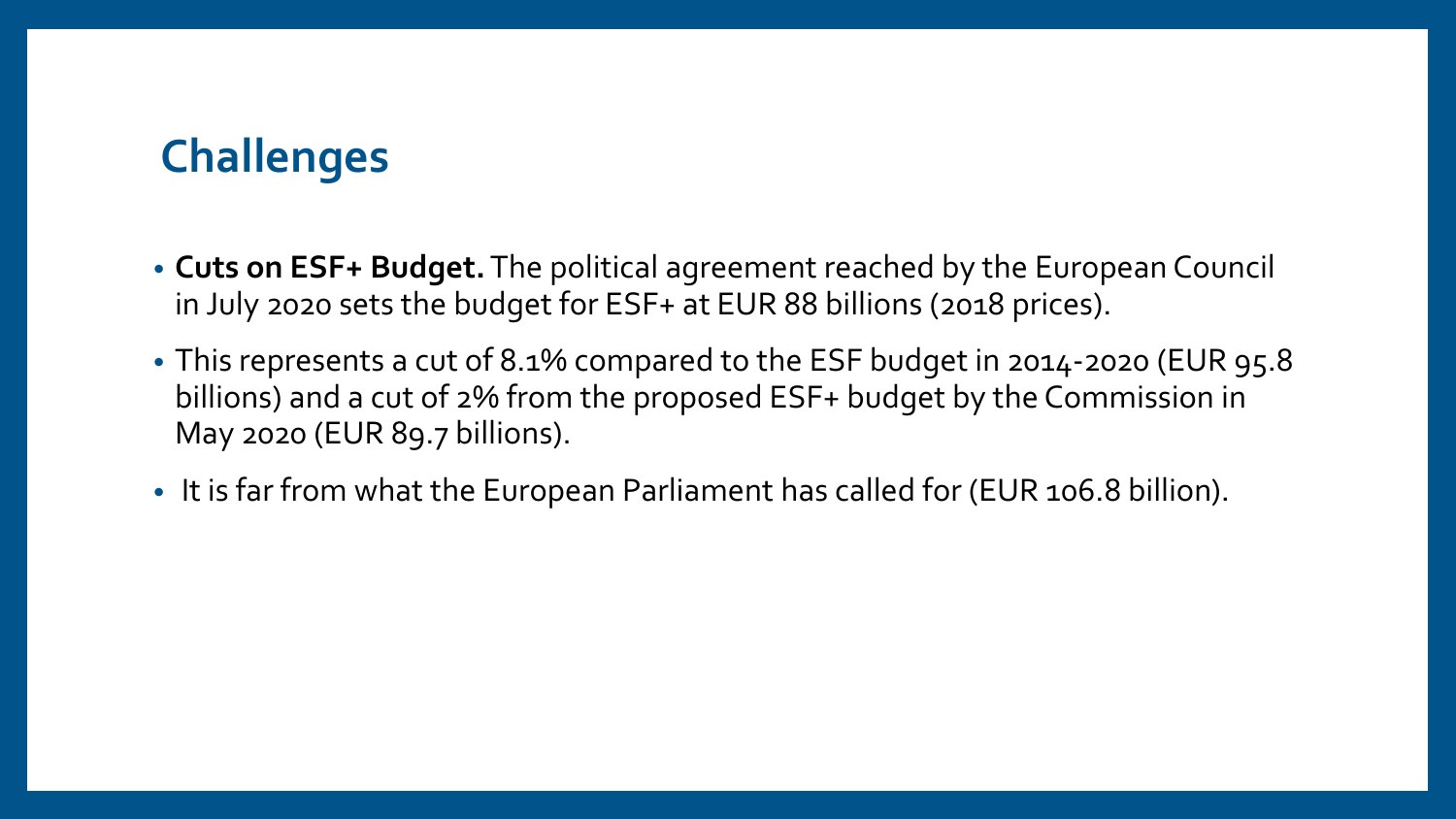## Challenges

- **Cuts on ESF+ Budget.** The political agreement reached by the European Council in July 2020 sets the budget for ESF+ at EUR 88 billions (2018 prices).
- This represents a cut of 8.1% compared to the ESF budget in 2014-2020 (EUR 95.8 billions) and a cut of 2% from the proposed ESF+ budget by the Commission in May 2020 (EUR 89.7 billions).
- It is far from what the European Parliament has called for (EUR 106.8 billion).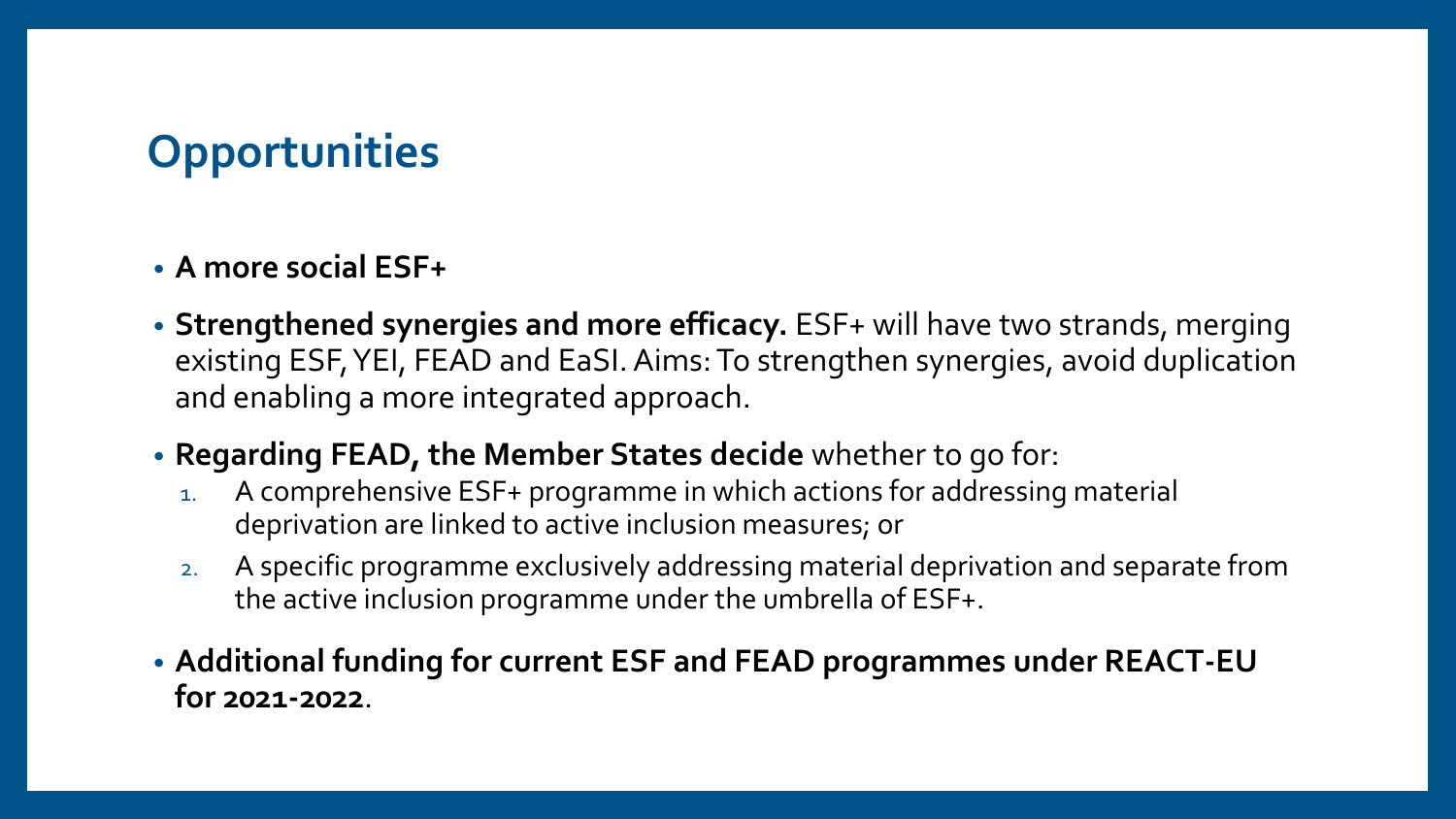# Opportunities

- **A more social ESF+**
- **Strengthened synergies and more efficacy.** ESF+ will have two strands, merging existing ESF, YEI, FEAD and EaSI. Aims: To strengthen synergies, avoid duplication and enabling a more integrated approach.
- **Regarding FEAD, the Member States decide** whether to go for:
  1. A comprehensive ESF+ programme in which actions for addressing material deprivation are linked to active inclusion measures; or
  2. A specific programme exclusively addressing material deprivation and separate from the active inclusion programme under the umbrella of ESF+.
- **Additional funding for current ESF and FEAD programmes under REACT-EU for 2021-2022**.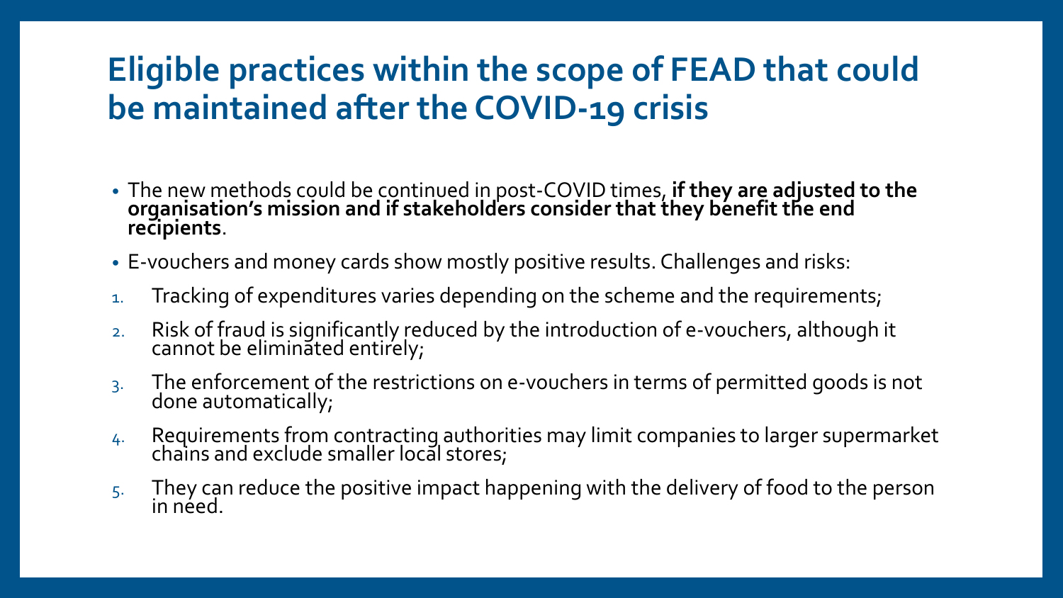# Eligible practices within the scope of FEAD that could be maintained after the COVID-19 crisis

- The new methods could be continued in post-COVID times, **if they are adjusted to the organisation's mission and if stakeholders consider that they benefit the end recipients**.
- E-vouchers and money cards show mostly positive results. Challenges and risks:

1. Tracking of expenditures varies depending on the scheme and the requirements;
2. Risk of fraud is significantly reduced by the introduction of e-vouchers, although it cannot be eliminated entirely;
3. The enforcement of the restrictions on e-vouchers in terms of permitted goods is not done automatically;
4. Requirements from contracting authorities may limit companies to larger supermarket chains and exclude smaller local stores;
5. They can reduce the positive impact happening with the delivery of food to the person in need.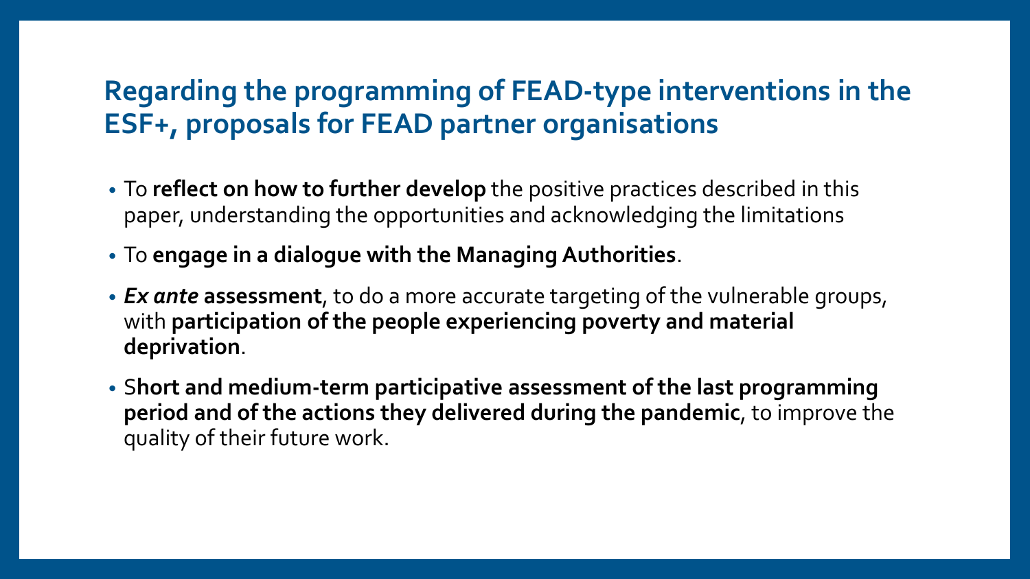## Regarding the programming of FEAD-type interventions in the ESF+, proposals for FEAD partner organisations

- To **reflect on how to further develop** the positive practices described in this paper, understanding the opportunities and acknowledging the limitations
- To **engage in a dialogue with the Managing Authorities**.
- ***Ex ante* assessment**, to do a more accurate targeting of the vulnerable groups, with **participation of the people experiencing poverty and material deprivation**.
- S**hort and medium-term participative assessment of the last programming period and of the actions they delivered during the pandemic**, to improve the quality of their future work.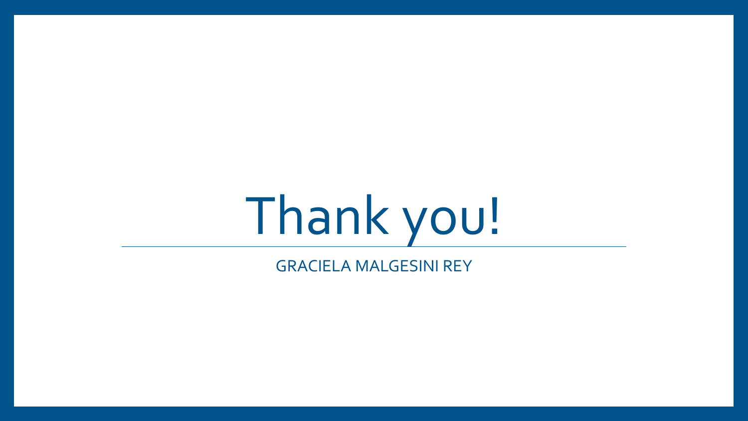# Thank you!

GRACIELA MALGESINI REY